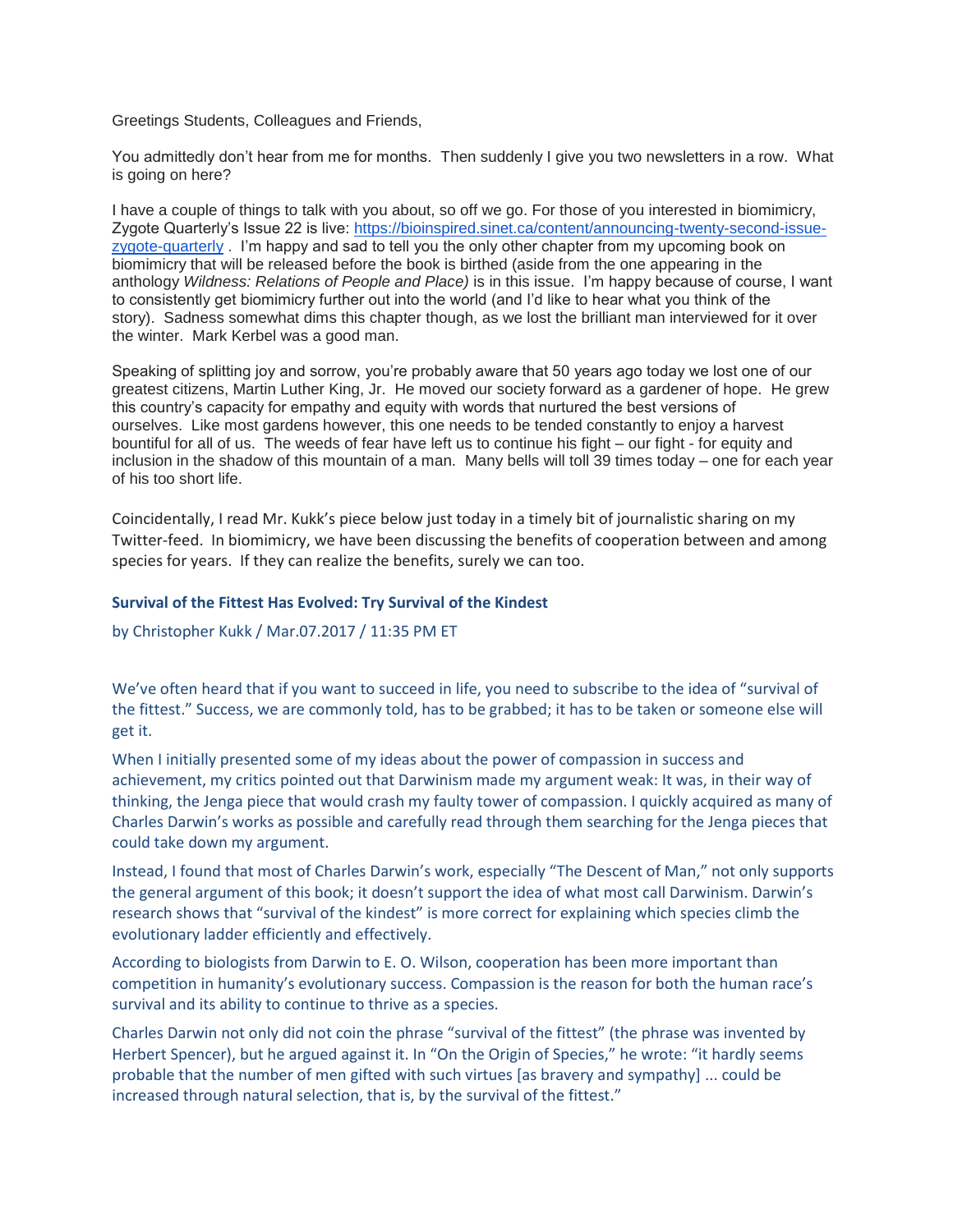Greetings Students, Colleagues and Friends,

You admittedly don't hear from me for months. Then suddenly I give you two newsletters in a row. What is going on here?

I have a couple of things to talk with you about, so off we go. For those of you interested in biomimicry, Zygote Quarterly's Issue 22 is live: [https://bioinspired.sinet.ca/content/announcing-twenty-second-issue-zygote-quarterly](https://bioinspired.sinet.ca/content/announcing-twenty-second-issue-zygote-quarterly) . I'm happy and sad to tell you the only other chapter from my upcoming book on biomimicry that will be released before the book is birthed (aside from the one appearing in the anthology *Wildness: Relations of People and Place)* is in this issue. I'm happy because of course, I want to consistently get biomimicry further out into the world (and I'd like to hear what you think of the story). Sadness somewhat dims this chapter though, as we lost the brilliant man interviewed for it over the winter. Mark Kerbel was a good man.

Speaking of splitting joy and sorrow, you're probably aware that 50 years ago today we lost one of our greatest citizens, Martin Luther King, Jr. He moved our society forward as a gardener of hope. He grew this country's capacity for empathy and equity with words that nurtured the best versions of ourselves. Like most gardens however, this one needs to be tended constantly to enjoy a harvest bountiful for all of us. The weeds of fear have left us to continue his fight – our fight - for equity and inclusion in the shadow of this mountain of a man. Many bells will toll 39 times today – one for each year of his too short life.

Coincidentally, I read Mr. Kukk's piece below just today in a timely bit of journalistic sharing on my Twitter-feed. In biomimicry, we have been discussing the benefits of cooperation between and among species for years. If they can realize the benefits, surely we can too.

**Survival of the Fittest Has Evolved: Try Survival of the Kindest**

by Christopher Kukk / Mar.07.2017 / 11:35 PM ET

We've often heard that if you want to succeed in life, you need to subscribe to the idea of "survival of the fittest." Success, we are commonly told, has to be grabbed; it has to be taken or someone else will get it.

When I initially presented some of my ideas about the power of compassion in success and achievement, my critics pointed out that Darwinism made my argument weak: It was, in their way of thinking, the Jenga piece that would crash my faulty tower of compassion. I quickly acquired as many of Charles Darwin's works as possible and carefully read through them searching for the Jenga pieces that could take down my argument.

Instead, I found that most of Charles Darwin's work, especially "The Descent of Man," not only supports the general argument of this book; it doesn't support the idea of what most call Darwinism. Darwin's research shows that "survival of the kindest" is more correct for explaining which species climb the evolutionary ladder efficiently and effectively.

According to biologists from Darwin to E. O. Wilson, cooperation has been more important than competition in humanity's evolutionary success. Compassion is the reason for both the human race's survival and its ability to continue to thrive as a species.

Charles Darwin not only did not coin the phrase "survival of the fittest" (the phrase was invented by Herbert Spencer), but he argued against it. In "On the Origin of Species," he wrote: "it hardly seems probable that the number of men gifted with such virtues [as bravery and sympathy] ... could be increased through natural selection, that is, by the survival of the fittest."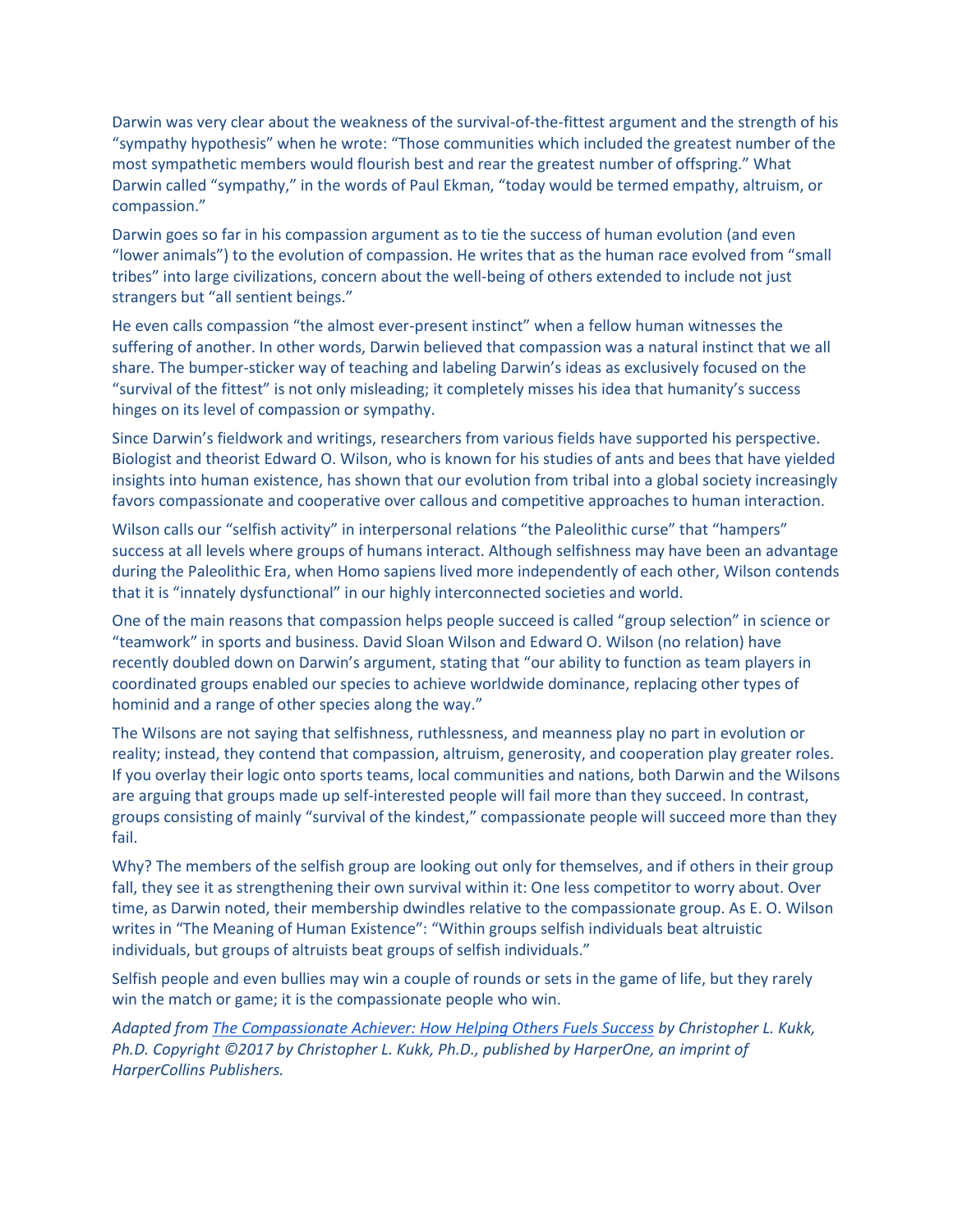Darwin was very clear about the weakness of the survival-of-the-fittest argument and the strength of his "sympathy hypothesis" when he wrote: "Those communities which included the greatest number of the most sympathetic members would flourish best and rear the greatest number of offspring." What Darwin called "sympathy," in the words of Paul Ekman, "today would be termed empathy, altruism, or compassion."

Darwin goes so far in his compassion argument as to tie the success of human evolution (and even "lower animals") to the evolution of compassion. He writes that as the human race evolved from "small tribes" into large civilizations, concern about the well-being of others extended to include not just strangers but "all sentient beings."

He even calls compassion "the almost ever-present instinct" when a fellow human witnesses the suffering of another. In other words, Darwin believed that compassion was a natural instinct that we all share. The bumper-sticker way of teaching and labeling Darwin's ideas as exclusively focused on the "survival of the fittest" is not only misleading; it completely misses his idea that humanity's success hinges on its level of compassion or sympathy.

Since Darwin's fieldwork and writings, researchers from various fields have supported his perspective. Biologist and theorist Edward O. Wilson, who is known for his studies of ants and bees that have yielded insights into human existence, has shown that our evolution from tribal into a global society increasingly favors compassionate and cooperative over callous and competitive approaches to human interaction.

Wilson calls our "selfish activity" in interpersonal relations "the Paleolithic curse" that "hampers" success at all levels where groups of humans interact. Although selfishness may have been an advantage during the Paleolithic Era, when Homo sapiens lived more independently of each other, Wilson contends that it is "innately dysfunctional" in our highly interconnected societies and world.

One of the main reasons that compassion helps people succeed is called "group selection" in science or "teamwork" in sports and business. David Sloan Wilson and Edward O. Wilson (no relation) have recently doubled down on Darwin's argument, stating that "our ability to function as team players in coordinated groups enabled our species to achieve worldwide dominance, replacing other types of hominid and a range of other species along the way."

The Wilsons are not saying that selfishness, ruthlessness, and meanness play no part in evolution or reality; instead, they contend that compassion, altruism, generosity, and cooperation play greater roles. If you overlay their logic onto sports teams, local communities and nations, both Darwin and the Wilsons are arguing that groups made up self-interested people will fail more than they succeed. In contrast, groups consisting of mainly "survival of the kindest," compassionate people will succeed more than they fail.

Why? The members of the selfish group are looking out only for themselves, and if others in their group fall, they see it as strengthening their own survival within it: One less competitor to worry about. Over time, as Darwin noted, their membership dwindles relative to the compassionate group. As E. O. Wilson writes in "The Meaning of Human Existence": "Within groups selfish individuals beat altruistic individuals, but groups of altruists beat groups of selfish individuals."

Selfish people and even bullies may win a couple of rounds or sets in the game of life, but they rarely win the match or game; it is the compassionate people who win.

*Adapted from The Compassionate Achiever: How Helping Others Fuels Success by Christopher L. Kukk, Ph.D. Copyright ©2017 by Christopher L. Kukk, Ph.D., published by HarperOne, an imprint of HarperCollins Publishers.*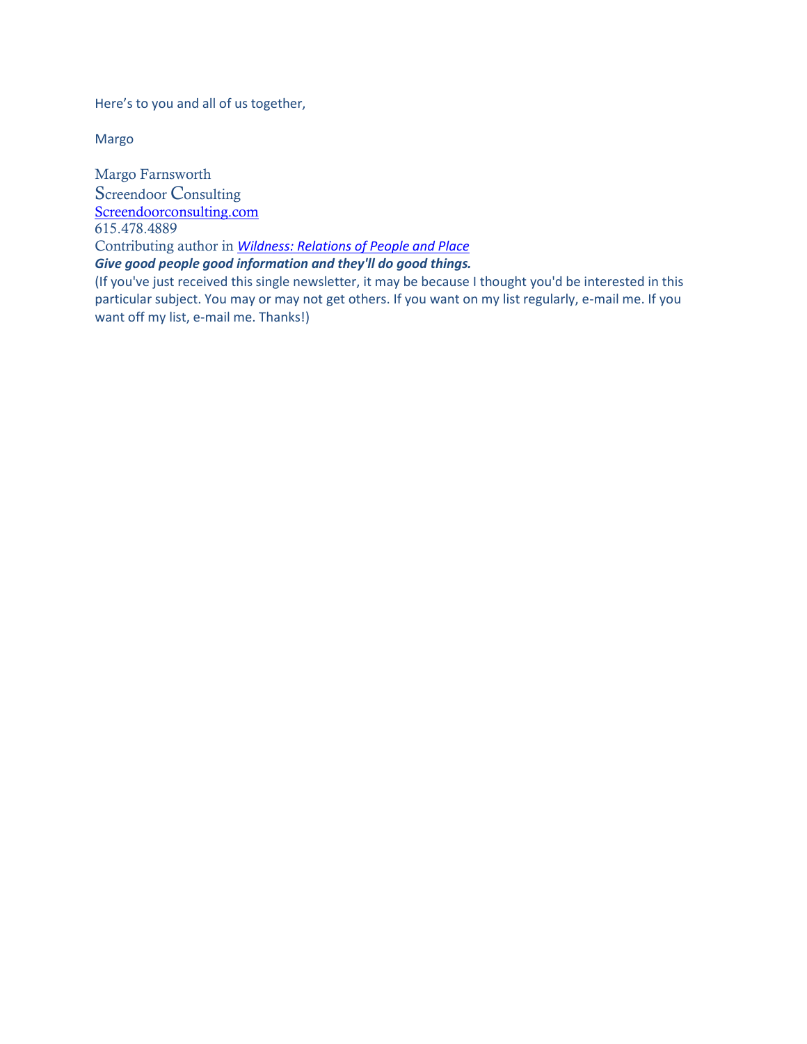Here's to you and all of us together,

Margo

Margo Farnsworth  
Screendoor Consulting  
Screendoorconsulting.com  
615.478.4889  
Contributing author in *Wildness: Relations of People and Place*  
***Give good people good information and they'll do good things.***  
(If you've just received this single newsletter, it may be because I thought you'd be interested in this particular subject. You may or may not get others. If you want on my list regularly, e-mail me. If you want off my list, e-mail me. Thanks!)